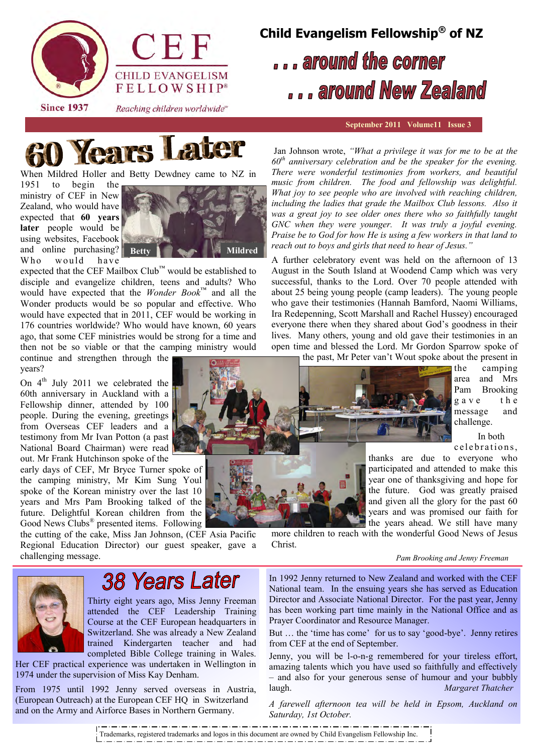# Child Evangelism Fellowship® of NZ

## . . . around the corner
## . . . around New Zealand

CEF — CHILD EVANGELISM FELLOWSHIP® — Since 1937 — *Reaching children worldwide*

September 2011 Volume11 Issue 3

# 60 Years Later

When Mildred Holler and Betty Dewdney came to NZ in 1951 to begin the ministry of CEF in New Zealand, who would have expected that **60 years later** people would be using websites, Facebook and online purchasing? Who would have expected that the CEF Mailbox Club™ would be established to disciple and evangelize children, teens and adults? Who would have expected that the *Wonder Book*™ and all the Wonder products would be so popular and effective. Who would have expected that in 2011, CEF would be working in 176 countries worldwide? Who would have known, 60 years ago, that some CEF ministries would be strong for a time and then not be so viable or that the camping ministry would continue and strengthen through the years?

Betty — Mildred

On 4th July 2011 we celebrated the 60th anniversary in Auckland with a Fellowship dinner, attended by 100 people. During the evening, greetings from Overseas CEF leaders and a testimony from Mr Ivan Potton (a past National Board Chairman) were read out. Mr Frank Hutchinson spoke of the early days of CEF, Mr Bryce Turner spoke of the camping ministry, Mr Kim Sung Youl spoke of the Korean ministry over the last 10 years and Mrs Pam Brooking talked of the future. Delightful Korean children from the Good News Clubs® presented items. Following the cutting of the cake, Miss Jan Johnson, (CEF Asia Pacific Regional Education Director) our guest speaker, gave a challenging message.

Jan Johnson wrote, *"What a privilege it was for me to be at the 60th anniversary celebration and be the speaker for the evening. There were wonderful testimonies from workers, and beautiful music from children. The food and fellowship was delightful. What joy to see people who are involved with reaching children, including the ladies that grade the Mailbox Club lessons. Also it was a great joy to see older ones there who so faithfully taught GNC when they were younger. It was truly a joyful evening. Praise be to God for how He is using a few workers in that land to reach out to boys and girls that need to hear of Jesus."*

A further celebratory event was held on the afternoon of 13 August in the South Island at Woodend Camp which was very successful, thanks to the Lord. Over 70 people attended with about 25 being young people (camp leaders). The young people who gave their testimonies (Hannah Bamford, Naomi Williams, Ira Redepenning, Scott Marshall and Rachel Hussey) encouraged everyone there when they shared about God's goodness in their lives. Many others, young and old gave their testimonies in an open time and blessed the Lord. Mr Gordon Sparrow spoke of the past, Mr Peter van't Wout spoke about the present in the camping area and Mrs Pam Brooking gave the message and challenge.

In both celebrations, thanks are due to everyone who participated and attended to make this year one of thanksgiving and hope for the future. God was greatly praised and given all the glory for the past 60 years and was promised our faith for the years ahead. We still have many more children to reach with the wonderful Good News of Jesus Christ.

*Pam Brooking and Jenny Freeman*

# 38 Years Later

Thirty eight years ago, Miss Jenny Freeman attended the CEF Leadership Training Course at the CEF European headquarters in Switzerland. She was already a New Zealand trained Kindergarten teacher and had completed Bible College training in Wales. Her CEF practical experience was undertaken in Wellington in 1974 under the supervision of Miss Kay Denham.

From 1975 until 1992 Jenny served overseas in Austria, (European Outreach) at the European CEF HQ in Switzerland and on the Army and Airforce Bases in Northern Germany.

In 1992 Jenny returned to New Zealand and worked with the CEF National team. In the ensuing years she has served as Education Director and Associate National Director. For the past year, Jenny has been working part time mainly in the National Office and as Prayer Coordinator and Resource Manager.

But … the 'time has come' for us to say 'good-bye'. Jenny retires from CEF at the end of September.

Jenny, you will be l-o-n-g remembered for your tireless effort, amazing talents which you have used so faithfully and effectively – and also for your generous sense of humour and your bubbly laugh. *Margaret Thatcher*

*A farewell afternoon tea will be held in Epsom, Auckland on Saturday, 1st October.*

Trademarks, registered trademarks and logos in this document are owned by Child Evangelism Fellowship Inc.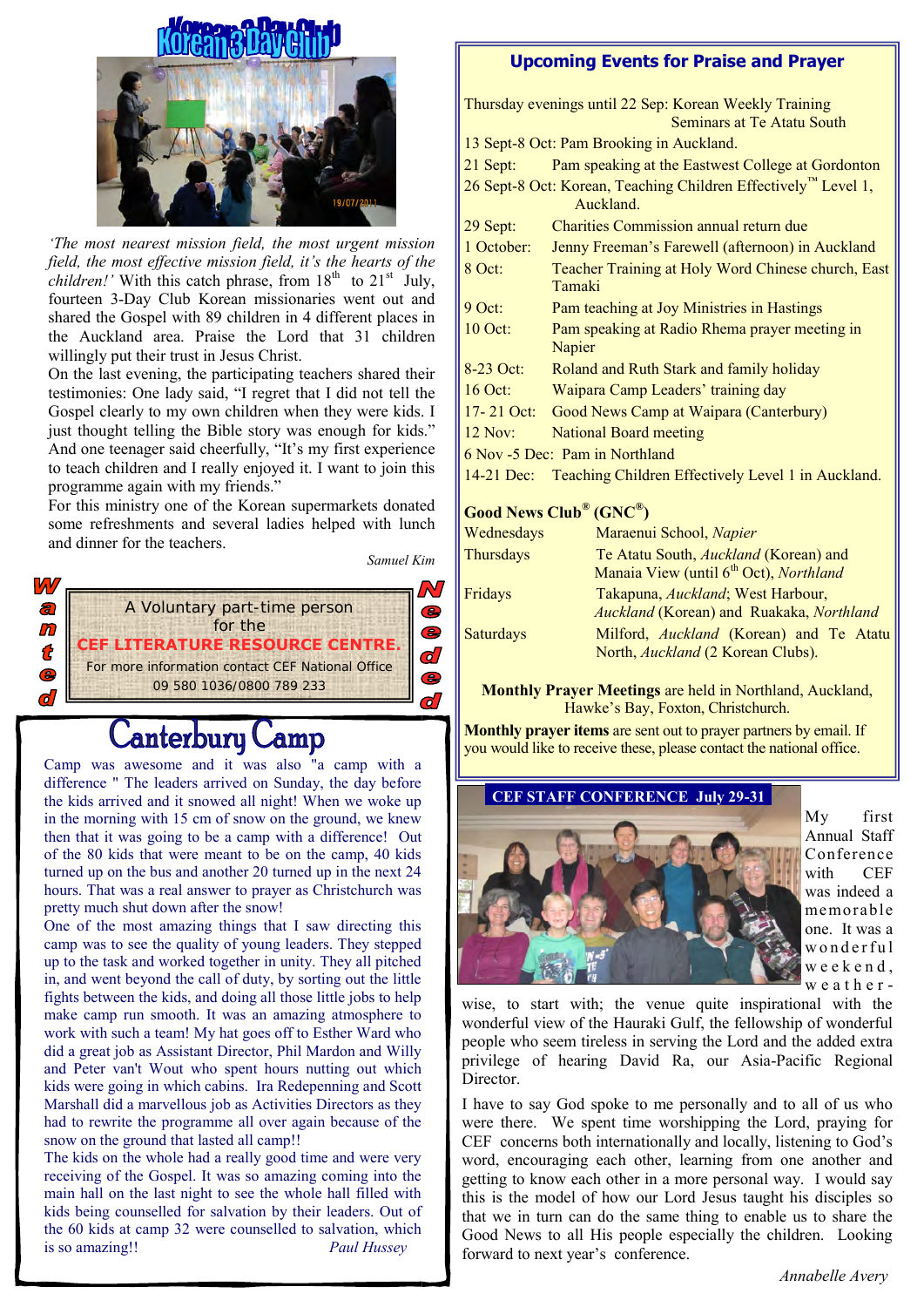# Korean 3 Day Club

*'The most nearest mission field, the most urgent mission field, the most effective mission field, it's the hearts of the children!'* With this catch phrase, from 18th to 21st July, fourteen 3-Day Club Korean missionaries went out and shared the Gospel with 89 children in 4 different places in the Auckland area. Praise the Lord that 31 children willingly put their trust in Jesus Christ.

On the last evening, the participating teachers shared their testimonies: One lady said, "I regret that I did not tell the Gospel clearly to my own children when they were kids. I just thought telling the Bible story was enough for kids." And one teenager said cheerfully, "It's my first experience to teach children and I really enjoyed it. I want to join this programme again with my friends."

For this ministry one of the Korean supermarkets donated some refreshments and several ladies helped with lunch and dinner for the teachers.

*Samuel Kim*

**Wanted** — **Needed**

A Voluntary part-time person for the

**CEF LITERATURE RESOURCE CENTRE.**

For more information contact CEF National Office 09 580 1036/0800 789 233

# Canterbury Camp

Camp was awesome and it was also "a camp with a difference " The leaders arrived on Sunday, the day before the kids arrived and it snowed all night! When we woke up in the morning with 15 cm of snow on the ground, we knew then that it was going to be a camp with a difference! Out of the 80 kids that were meant to be on the camp, 40 kids turned up on the bus and another 20 turned up in the next 24 hours. That was a real answer to prayer as Christchurch was pretty much shut down after the snow!

One of the most amazing things that I saw directing this camp was to see the quality of young leaders. They stepped up to the task and worked together in unity. They all pitched in, and went beyond the call of duty, by sorting out the little fights between the kids, and doing all those little jobs to help make camp run smooth. It was an amazing atmosphere to work with such a team! My hat goes off to Esther Ward who did a great job as Assistant Director, Phil Mardon and Willy and Peter van't Wout who spent hours nutting out which kids were going in which cabins. Ira Redepenning and Scott Marshall did a marvellous job as Activities Directors as they had to rewrite the programme all over again because of the snow on the ground that lasted all camp!!

The kids on the whole had a really good time and were very receiving of the Gospel. It was so amazing coming into the main hall on the last night to see the whole hall filled with kids being counselled for salvation by their leaders. Out of the 60 kids at camp 32 were counselled to salvation, which is so amazing!! *Paul Hussey*

## Upcoming Events for Praise and Prayer

Thursday evenings until 22 Sep: Korean Weekly Training Seminars at Te Atatu South

13 Sept-8 Oct: Pam Brooking in Auckland.

| | |
|---|---|
| 21 Sept: | Pam speaking at the Eastwest College at Gordonton |
| 26 Sept-8 Oct: | Korean, Teaching Children Effectively™ Level 1, Auckland. |
| 29 Sept: | Charities Commission annual return due |
| 1 October: | Jenny Freeman's Farewell (afternoon) in Auckland |
| 8 Oct: | Teacher Training at Holy Word Chinese church, East Tamaki |
| 9 Oct: | Pam teaching at Joy Ministries in Hastings |
| 10 Oct: | Pam speaking at Radio Rhema prayer meeting in Napier |
| 8-23 Oct: | Roland and Ruth Stark and family holiday |
| 16 Oct: | Waipara Camp Leaders' training day |
| 17- 21 Oct: | Good News Camp at Waipara (Canterbury) |
| 12 Nov: | National Board meeting |
| 6 Nov -5 Dec: | Pam in Northland |
| 14-21 Dec: | Teaching Children Effectively Level 1 in Auckland. |

**Good News Club® (GNC®)**

| | |
|---|---|
| Wednesdays | Maraenui School, *Napier* |
| Thursdays | Te Atatu South, *Auckland* (Korean) and Manaia View (until 6th Oct), *Northland* |
| Fridays | Takapuna, *Auckland*; West Harbour, *Auckland* (Korean) and Ruakaka, *Northland* |
| Saturdays | Milford, *Auckland* (Korean) and Te Atatu North, *Auckland* (2 Korean Clubs). |

**Monthly Prayer Meetings** are held in Northland, Auckland, Hawke's Bay, Foxton, Christchurch.

**Monthly prayer items** are sent out to prayer partners by email. If you would like to receive these, please contact the national office.

## CEF STAFF CONFERENCE July 29-31

My first Annual Staff Conference with CEF was indeed a memorable one. It was a wonderful weekend, weather-wise, to start with; the venue quite inspirational with the wonderful view of the Hauraki Gulf, the fellowship of wonderful people who seem tireless in serving the Lord and the added extra privilege of hearing David Ra, our Asia-Pacific Regional Director.

I have to say God spoke to me personally and to all of us who were there. We spent time worshipping the Lord, praying for CEF concerns both internationally and locally, listening to God's word, encouraging each other, learning from one another and getting to know each other in a more personal way. I would say this is the model of how our Lord Jesus taught his disciples so that we in turn can do the same thing to enable us to share the Good News to all His people especially the children. Looking forward to next year's conference.

*Annabelle Avery*